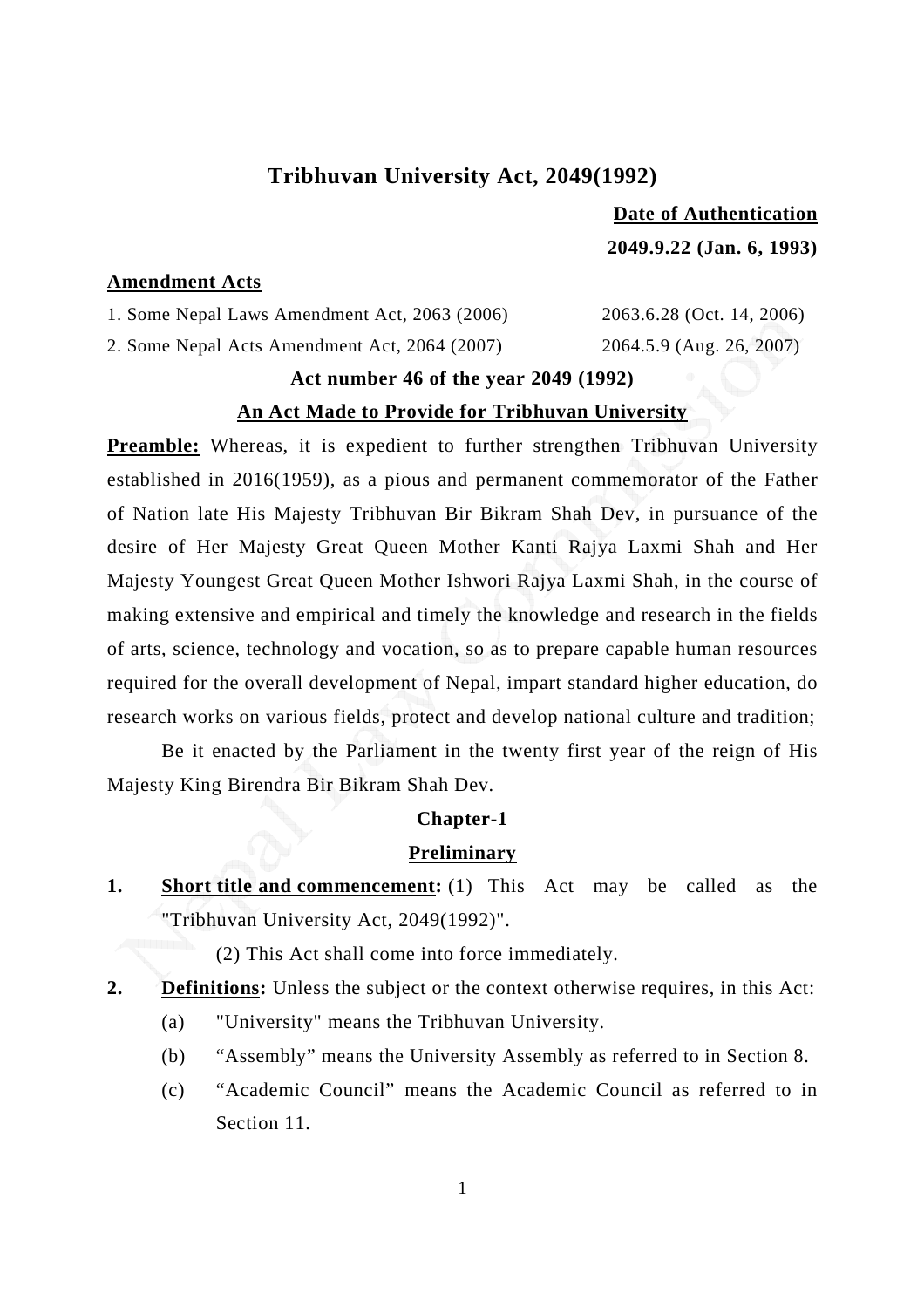# Tribhuvan University Act, 2049(1992)

**Date of Authentication**

**2049.9.22 (Jan. 6, 1993)**

**Amendment Acts**

| | |
|---|---|
| 1. Some Nepal Laws Amendment Act, 2063 (2006) | 2063.6.28 (Oct. 14, 2006) |
| 2. Some Nepal Acts Amendment Act, 2064 (2007) | 2064.5.9 (Aug. 26, 2007) |

**Act number 46 of the year 2049 (1992)**

**An Act Made to Provide for Tribhuvan University**

**Preamble:** Whereas, it is expedient to further strengthen Tribhuvan University established in 2016(1959), as a pious and permanent commemorator of the Father of Nation late His Majesty Tribhuvan Bir Bikram Shah Dev, in pursuance of the desire of Her Majesty Great Queen Mother Kanti Rajya Laxmi Shah and Her Majesty Youngest Great Queen Mother Ishwori Rajya Laxmi Shah, in the course of making extensive and empirical and timely the knowledge and research in the fields of arts, science, technology and vocation, so as to prepare capable human resources required for the overall development of Nepal, impart standard higher education, do research works on various fields, protect and develop national culture and tradition;

Be it enacted by the Parliament in the twenty first year of the reign of His Majesty King Birendra Bir Bikram Shah Dev.

## Chapter-1

## Preliminary

**1. Short title and commencement:** (1) This Act may be called as the "Tribhuvan University Act, 2049(1992)".

(2) This Act shall come into force immediately.

**2. Definitions:** Unless the subject or the context otherwise requires, in this Act:

(a) "University" means the Tribhuvan University.

(b) "Assembly" means the University Assembly as referred to in Section 8.

(c) "Academic Council" means the Academic Council as referred to in Section 11.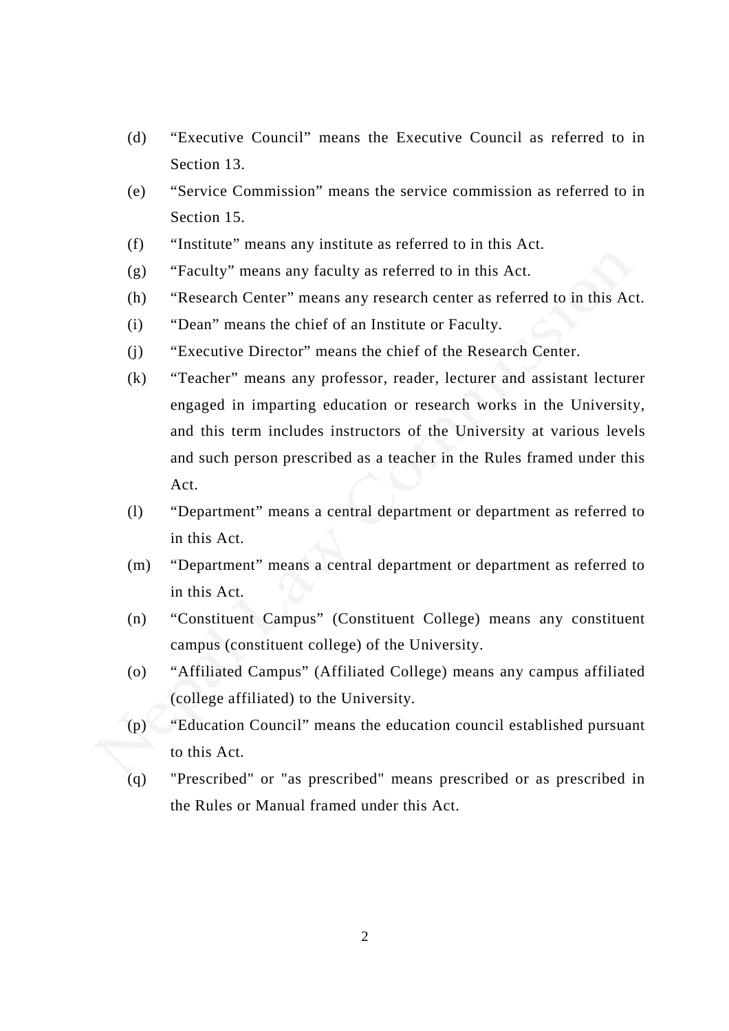(d) "Executive Council" means the Executive Council as referred to in Section 13.

(e) "Service Commission" means the service commission as referred to in Section 15.

(f) "Institute" means any institute as referred to in this Act.

(g) "Faculty" means any faculty as referred to in this Act.

(h) "Research Center" means any research center as referred to in this Act.

(i) "Dean" means the chief of an Institute or Faculty.

(j) "Executive Director" means the chief of the Research Center.

(k) "Teacher" means any professor, reader, lecturer and assistant lecturer engaged in imparting education or research works in the University, and this term includes instructors of the University at various levels and such person prescribed as a teacher in the Rules framed under this Act.

(l) "Department" means a central department or department as referred to in this Act.

(m) "Department" means a central department or department as referred to in this Act.

(n) "Constituent Campus" (Constituent College) means any constituent campus (constituent college) of the University.

(o) "Affiliated Campus" (Affiliated College) means any campus affiliated (college affiliated) to the University.

(p) "Education Council" means the education council established pursuant to this Act.

(q) "Prescribed" or "as prescribed" means prescribed or as prescribed in the Rules or Manual framed under this Act.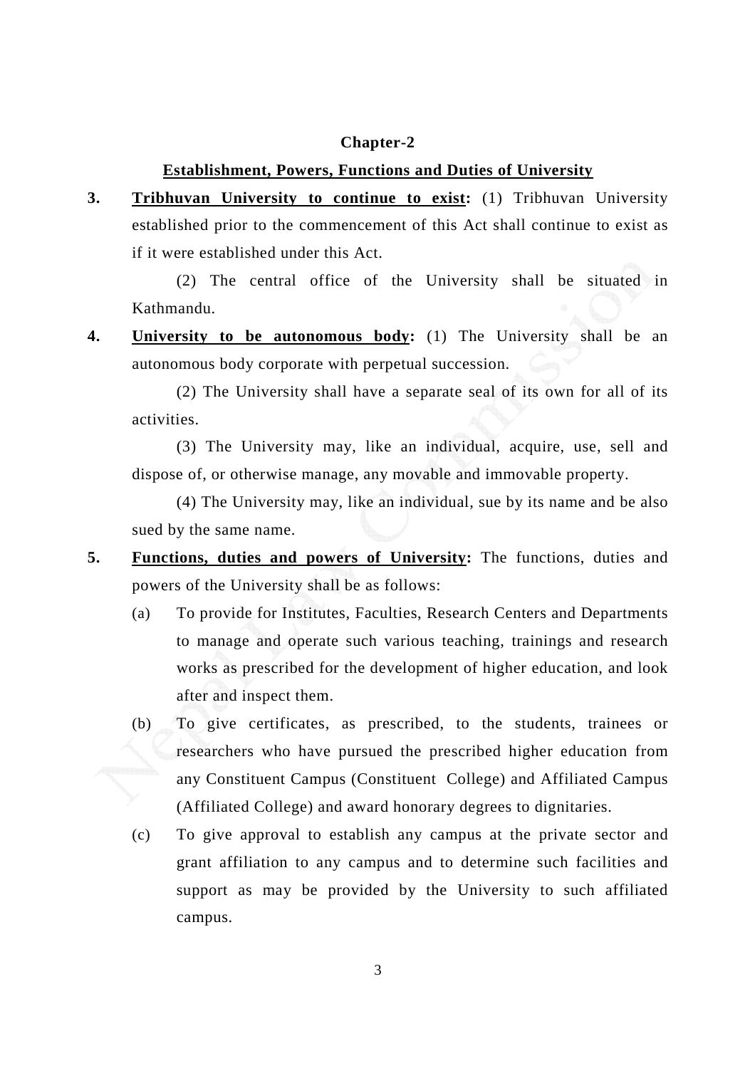## Chapter-2

### Establishment, Powers, Functions and Duties of University

**3. Tribhuvan University to continue to exist:** (1) Tribhuvan University established prior to the commencement of this Act shall continue to exist as if it were established under this Act.

(2) The central office of the University shall be situated in Kathmandu.

**4. University to be autonomous body:** (1) The University shall be an autonomous body corporate with perpetual succession.

(2) The University shall have a separate seal of its own for all of its activities.

(3) The University may, like an individual, acquire, use, sell and dispose of, or otherwise manage, any movable and immovable property.

(4) The University may, like an individual, sue by its name and be also sued by the same name.

**5. Functions, duties and powers of University:** The functions, duties and powers of the University shall be as follows:

(a) To provide for Institutes, Faculties, Research Centers and Departments to manage and operate such various teaching, trainings and research works as prescribed for the development of higher education, and look after and inspect them.

(b) To give certificates, as prescribed, to the students, trainees or researchers who have pursued the prescribed higher education from any Constituent Campus (Constituent College) and Affiliated Campus (Affiliated College) and award honorary degrees to dignitaries.

(c) To give approval to establish any campus at the private sector and grant affiliation to any campus and to determine such facilities and support as may be provided by the University to such affiliated campus.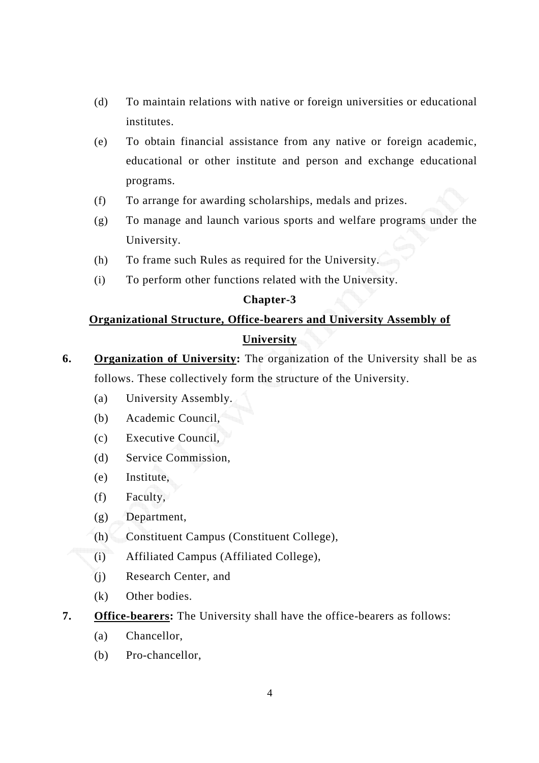(d) To maintain relations with native or foreign universities or educational institutes.

(e) To obtain financial assistance from any native or foreign academic, educational or other institute and person and exchange educational programs.

(f) To arrange for awarding scholarships, medals and prizes.

(g) To manage and launch various sports and welfare programs under the University.

(h) To frame such Rules as required for the University.

(i) To perform other functions related with the University.

## Chapter-3

## Organizational Structure, Office-bearers and University Assembly of University

**6. Organization of University:** The organization of the University shall be as follows. These collectively form the structure of the University.

(a) University Assembly.

(b) Academic Council,

(c) Executive Council,

(d) Service Commission,

(e) Institute,

(f) Faculty,

(g) Department,

(h) Constituent Campus (Constituent College),

(i) Affiliated Campus (Affiliated College),

(j) Research Center, and

(k) Other bodies.

**7. Office-bearers:** The University shall have the office-bearers as follows:

(a) Chancellor,

(b) Pro-chancellor,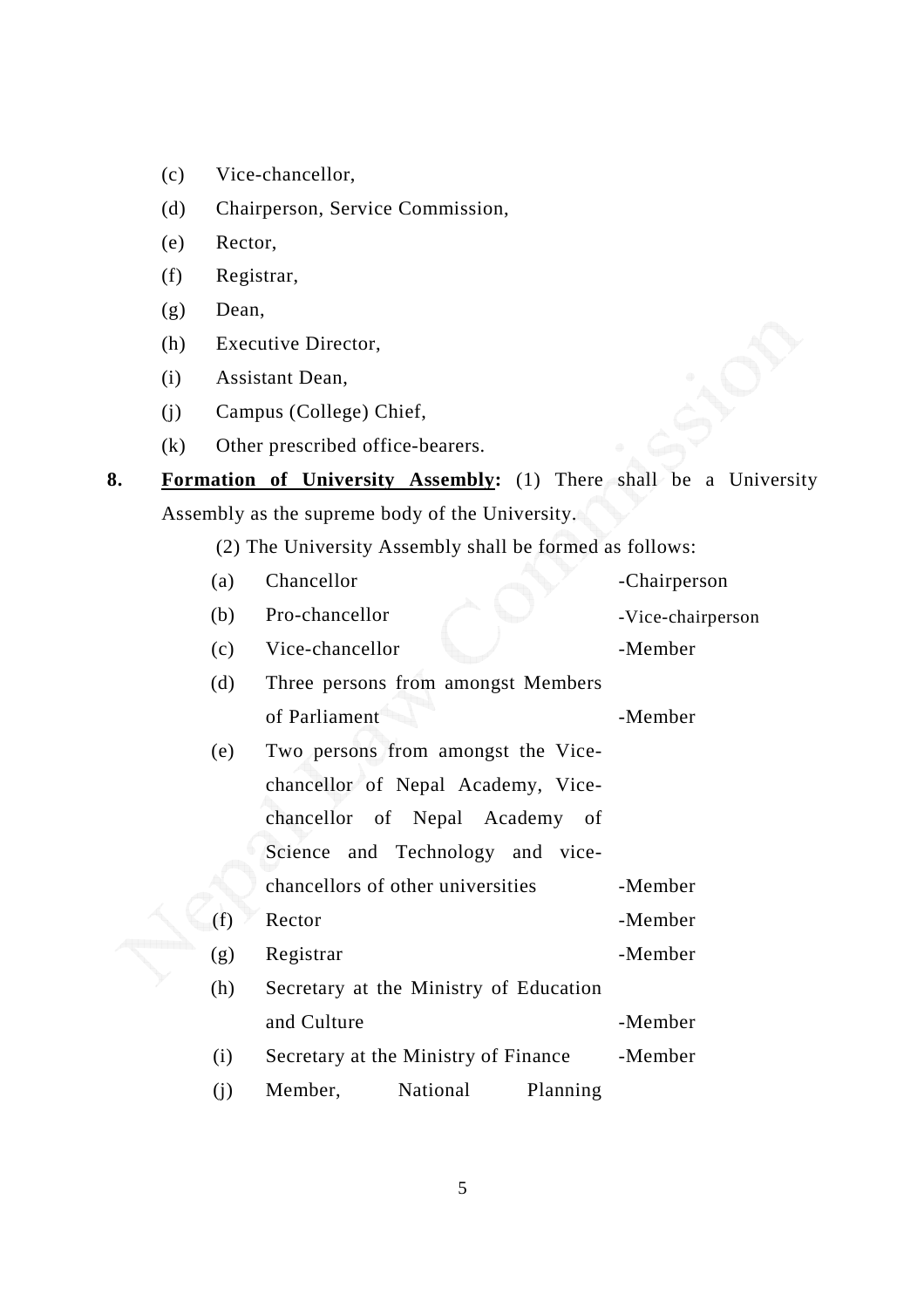(c) Vice-chancellor,

(d) Chairperson, Service Commission,

(e) Rector,

(f) Registrar,

(g) Dean,

(h) Executive Director,

(i) Assistant Dean,

(j) Campus (College) Chief,

(k) Other prescribed office-bearers.

**8. <u>Formation of University Assembly</u>:** (1) There shall be a University Assembly as the supreme body of the University.

(2) The University Assembly shall be formed as follows:

(a) Chancellor -Chairperson

(b) Pro-chancellor -Vice-chairperson

(c) Vice-chancellor -Member

(d) Three persons from amongst Members of Parliament -Member

(e) Two persons from amongst the Vice-chancellor of Nepal Academy, Vice-chancellor of Nepal Academy of Science and Technology and vice-chancellors of other universities -Member

(f) Rector -Member

(g) Registrar -Member

(h) Secretary at the Ministry of Education and Culture -Member

(i) Secretary at the Ministry of Finance -Member

(j) Member, National Planning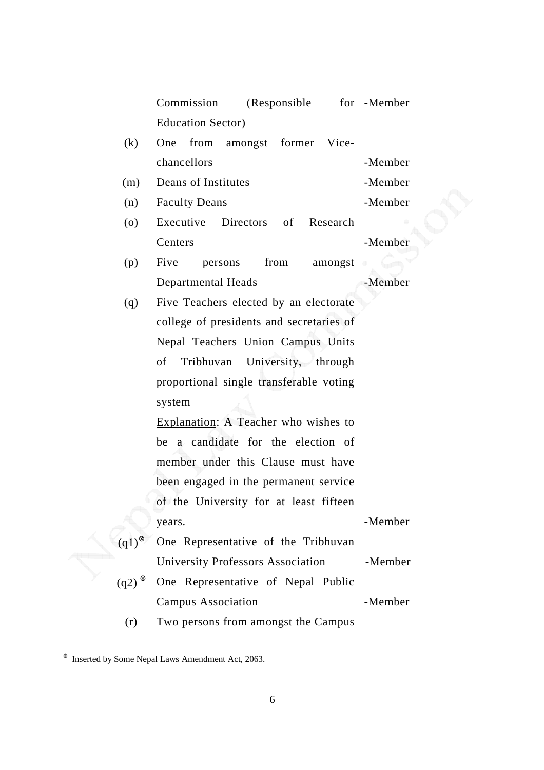Commission (Responsible for Education Sector) -Member

(k) One from amongst former Vice-chancellors -Member

(m) Deans of Institutes -Member

(n) Faculty Deans -Member

(o) Executive Directors of Research Centers -Member

(p) Five persons from amongst Departmental Heads -Member

(q) Five Teachers elected by an electorate college of presidents and secretaries of Nepal Teachers Union Campus Units of Tribhuvan University, through proportional single transferable voting system

Explanation: A Teacher who wishes to be a candidate for the election of member under this Clause must have been engaged in the permanent service of the University for at least fifteen years. -Member

(q1)[⊗] One Representative of the Tribhuvan University Professors Association -Member

(q2)[⊗] One Representative of Nepal Public Campus Association -Member

(r) Two persons from amongst the Campus

---

[⊗] Inserted by Some Nepal Laws Amendment Act, 2063.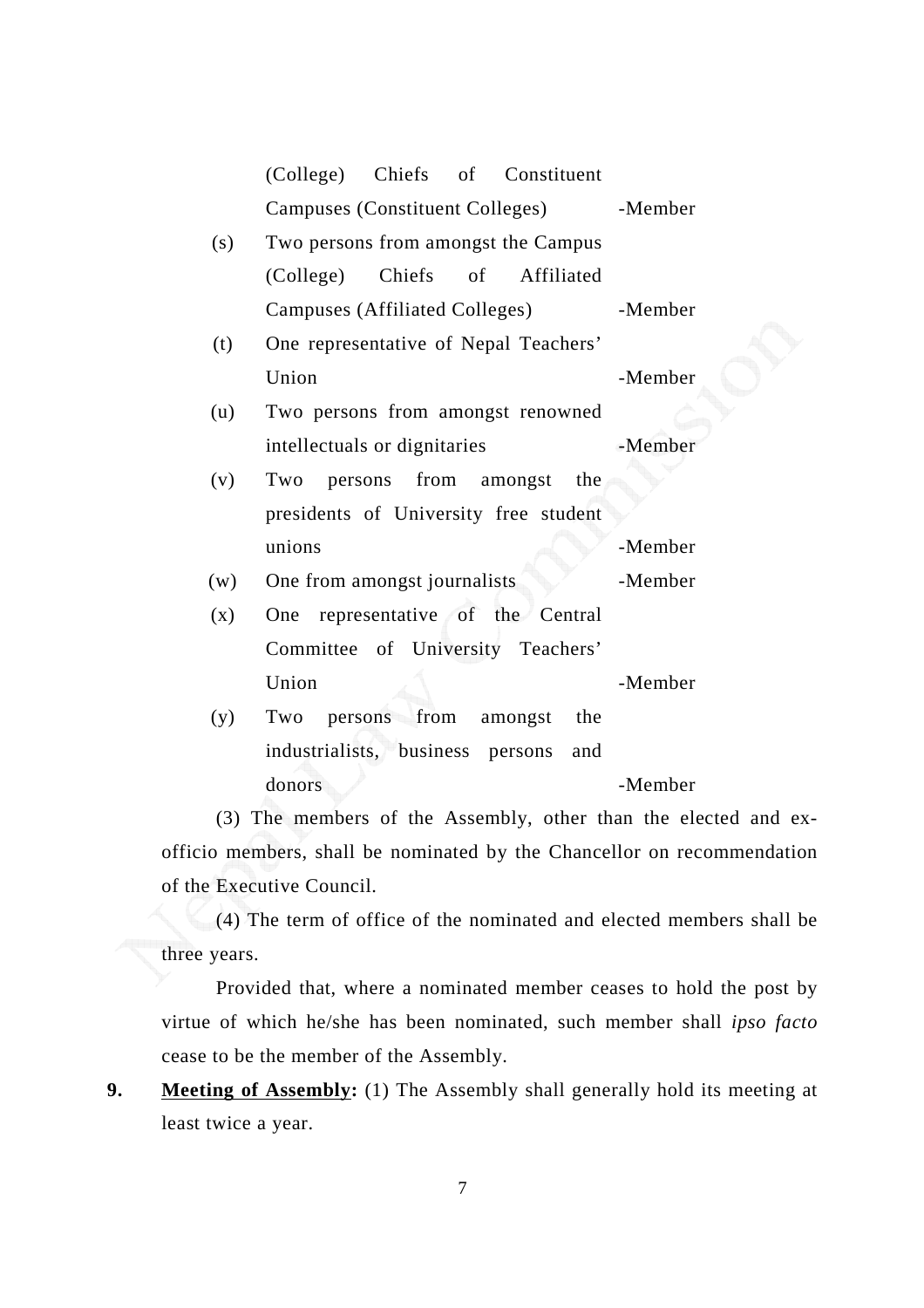(College) Chiefs of Constituent Campuses (Constituent Colleges) -Member

(s) Two persons from amongst the Campus (College) Chiefs of Affiliated Campuses (Affiliated Colleges) -Member

(t) One representative of Nepal Teachers' Union -Member

(u) Two persons from amongst renowned intellectuals or dignitaries -Member

(v) Two persons from amongst the presidents of University free student unions -Member

(w) One from amongst journalists -Member

(x) One representative of the Central Committee of University Teachers' Union -Member

(y) Two persons from amongst the industrialists, business persons and donors -Member

(3) The members of the Assembly, other than the elected and ex-officio members, shall be nominated by the Chancellor on recommendation of the Executive Council.

(4) The term of office of the nominated and elected members shall be three years.

Provided that, where a nominated member ceases to hold the post by virtue of which he/she has been nominated, such member shall *ipso facto* cease to be the member of the Assembly.

**9. <u>Meeting of Assembly</u>:** (1) The Assembly shall generally hold its meeting at least twice a year.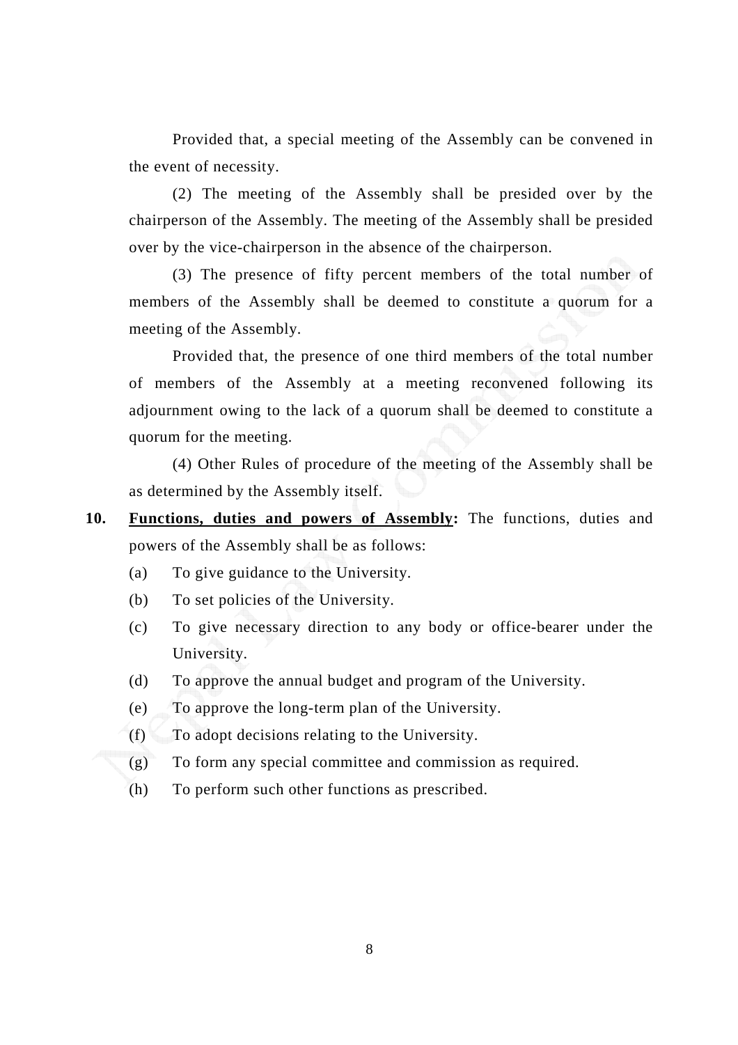Provided that, a special meeting of the Assembly can be convened in the event of necessity.

(2) The meeting of the Assembly shall be presided over by the chairperson of the Assembly. The meeting of the Assembly shall be presided over by the vice-chairperson in the absence of the chairperson.

(3) The presence of fifty percent members of the total number of members of the Assembly shall be deemed to constitute a quorum for a meeting of the Assembly.

Provided that, the presence of one third members of the total number of members of the Assembly at a meeting reconvened following its adjournment owing to the lack of a quorum shall be deemed to constitute a quorum for the meeting.

(4) Other Rules of procedure of the meeting of the Assembly shall be as determined by the Assembly itself.

**10. Functions, duties and powers of Assembly:** The functions, duties and powers of the Assembly shall be as follows:

(a) To give guidance to the University.

(b) To set policies of the University.

(c) To give necessary direction to any body or office-bearer under the University.

(d) To approve the annual budget and program of the University.

(e) To approve the long-term plan of the University.

(f) To adopt decisions relating to the University.

(g) To form any special committee and commission as required.

(h) To perform such other functions as prescribed.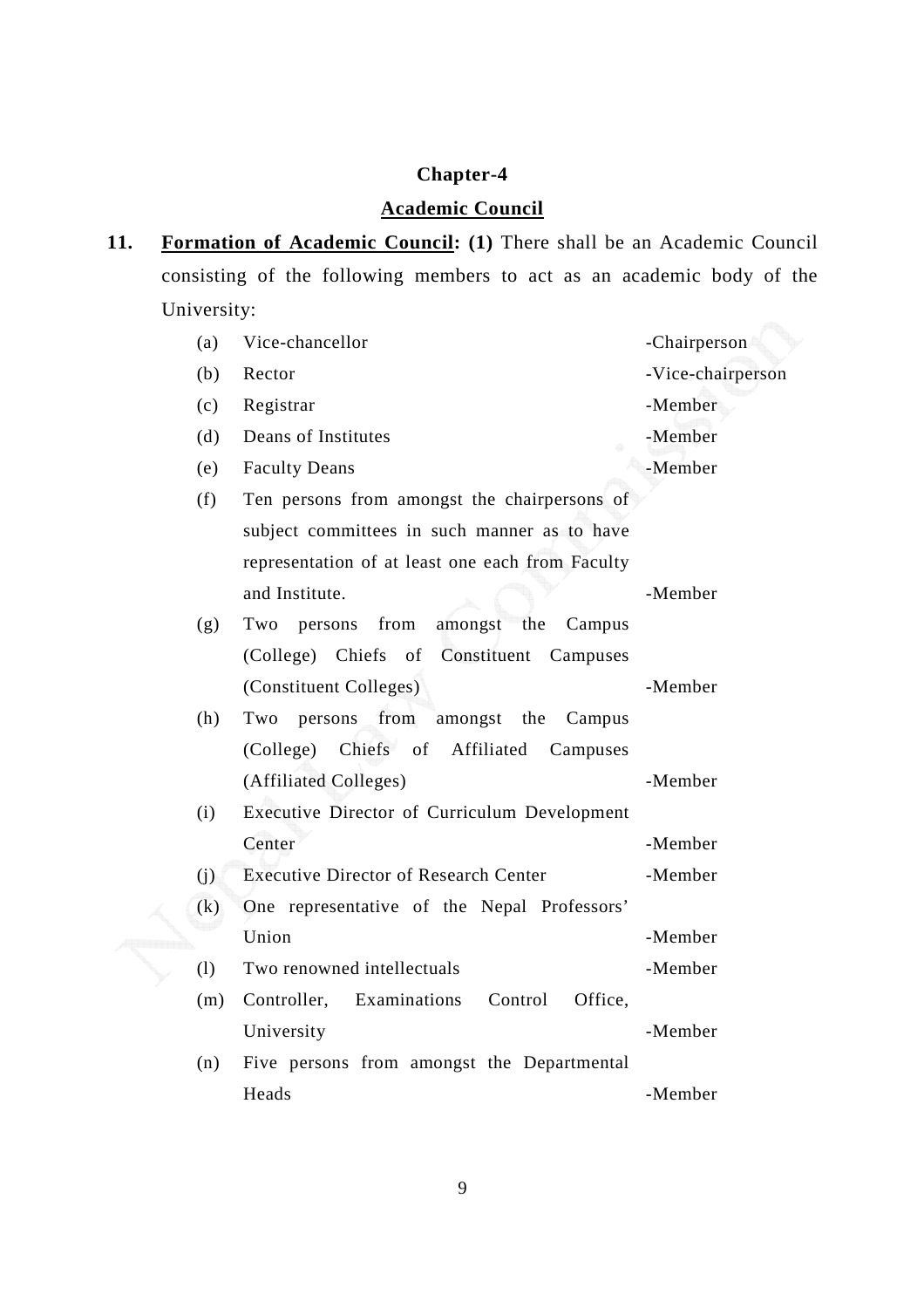## Chapter-4

## Academic Council

**11.** **Formation of Academic Council: (1)** There shall be an Academic Council consisting of the following members to act as an academic body of the University:

(a) Vice-chancellor -Chairperson

(b) Rector -Vice-chairperson

(c) Registrar -Member

(d) Deans of Institutes -Member

(e) Faculty Deans -Member

(f) Ten persons from amongst the chairpersons of subject committees in such manner as to have representation of at least one each from Faculty and Institute. -Member

(g) Two persons from amongst the Campus (College) Chiefs of Constituent Campuses (Constituent Colleges) -Member

(h) Two persons from amongst the Campus (College) Chiefs of Affiliated Campuses (Affiliated Colleges) -Member

(i) Executive Director of Curriculum Development Center -Member

(j) Executive Director of Research Center -Member

(k) One representative of the Nepal Professors' Union -Member

(l) Two renowned intellectuals -Member

(m) Controller, Examinations Control Office, University -Member

(n) Five persons from amongst the Departmental Heads -Member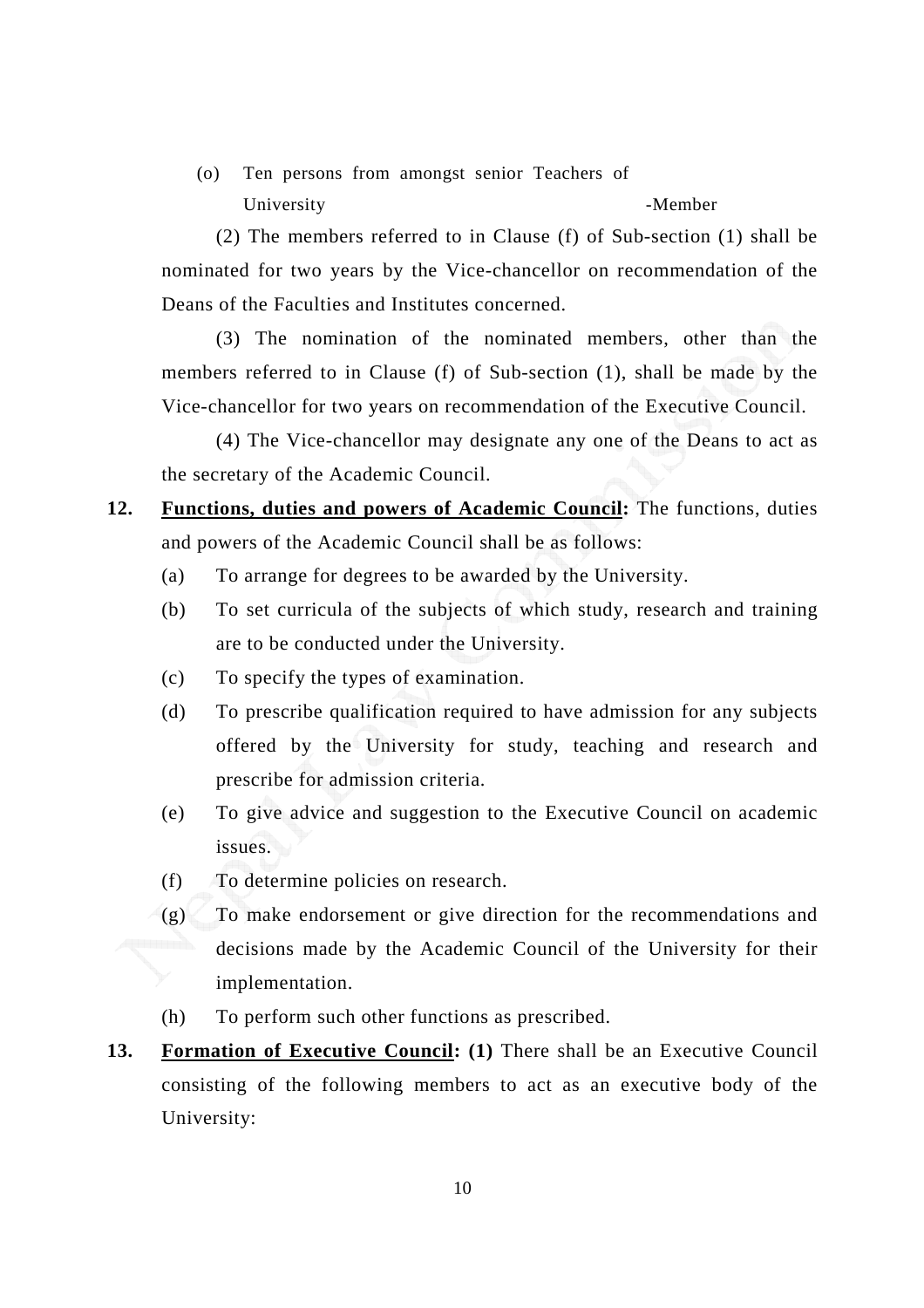(o) Ten persons from amongst senior Teachers of University -Member

(2) The members referred to in Clause (f) of Sub-section (1) shall be nominated for two years by the Vice-chancellor on recommendation of the Deans of the Faculties and Institutes concerned.

(3) The nomination of the nominated members, other than the members referred to in Clause (f) of Sub-section (1), shall be made by the Vice-chancellor for two years on recommendation of the Executive Council.

(4) The Vice-chancellor may designate any one of the Deans to act as the secretary of the Academic Council.

**12. __Functions, duties and powers of Academic Council__:** The functions, duties and powers of the Academic Council shall be as follows:

(a) To arrange for degrees to be awarded by the University.

(b) To set curricula of the subjects of which study, research and training are to be conducted under the University.

(c) To specify the types of examination.

(d) To prescribe qualification required to have admission for any subjects offered by the University for study, teaching and research and prescribe for admission criteria.

(e) To give advice and suggestion to the Executive Council on academic issues.

(f) To determine policies on research.

(g) To make endorsement or give direction for the recommendations and decisions made by the Academic Council of the University for their implementation.

(h) To perform such other functions as prescribed.

**13. __Formation of Executive Council__: (1)** There shall be an Executive Council consisting of the following members to act as an executive body of the University: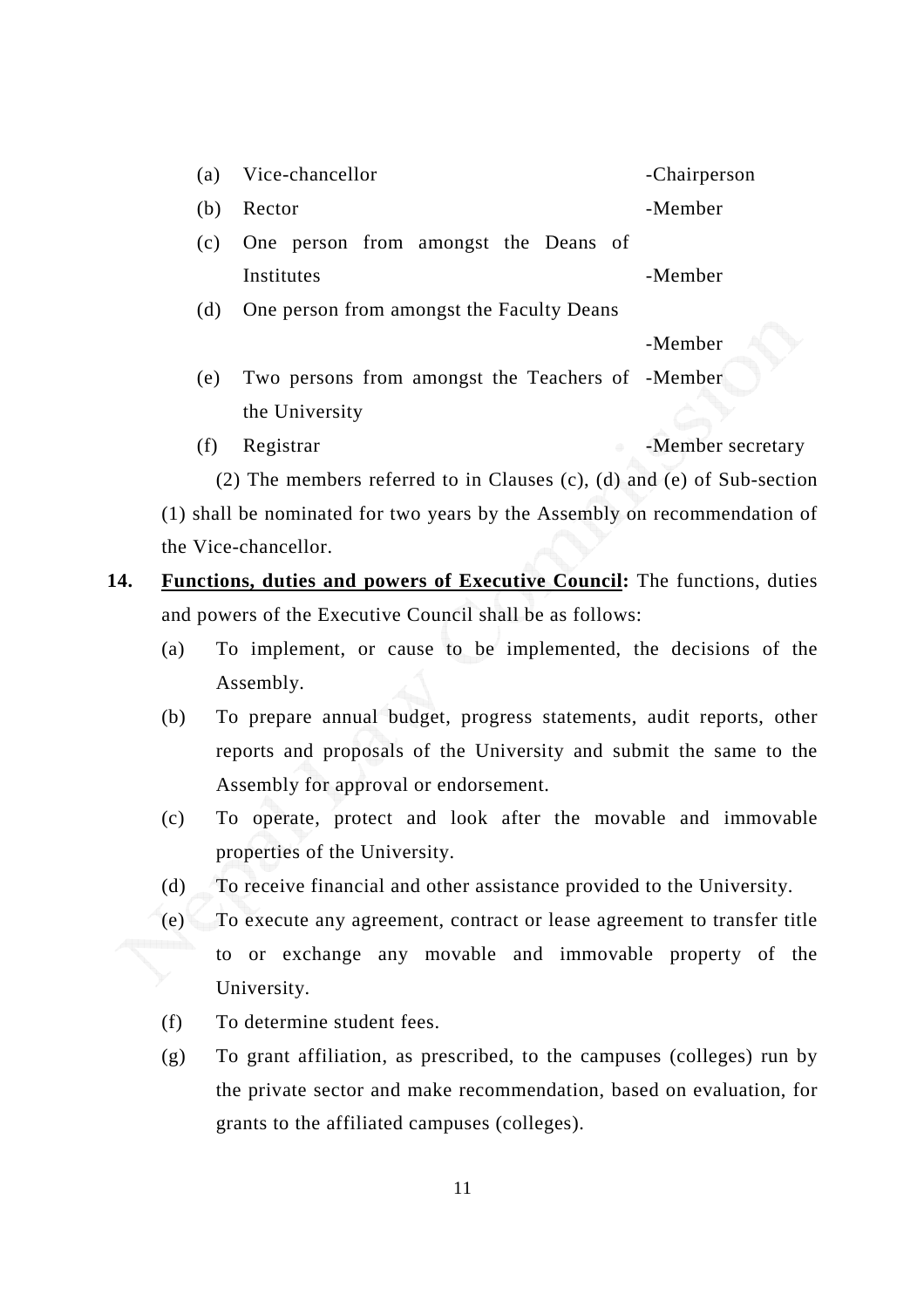(a) Vice-chancellor -Chairperson

(b) Rector -Member

(c) One person from amongst the Deans of Institutes -Member

(d) One person from amongst the Faculty Deans -Member

(e) Two persons from amongst the Teachers of the University -Member

(f) Registrar -Member secretary

(2) The members referred to in Clauses (c), (d) and (e) of Sub-section (1) shall be nominated for two years by the Assembly on recommendation of the Vice-chancellor.

**14.** **Functions, duties and powers of Executive Council:** The functions, duties and powers of the Executive Council shall be as follows:

(a) To implement, or cause to be implemented, the decisions of the Assembly.

(b) To prepare annual budget, progress statements, audit reports, other reports and proposals of the University and submit the same to the Assembly for approval or endorsement.

(c) To operate, protect and look after the movable and immovable properties of the University.

(d) To receive financial and other assistance provided to the University.

(e) To execute any agreement, contract or lease agreement to transfer title to or exchange any movable and immovable property of the University.

(f) To determine student fees.

(g) To grant affiliation, as prescribed, to the campuses (colleges) run by the private sector and make recommendation, based on evaluation, for grants to the affiliated campuses (colleges).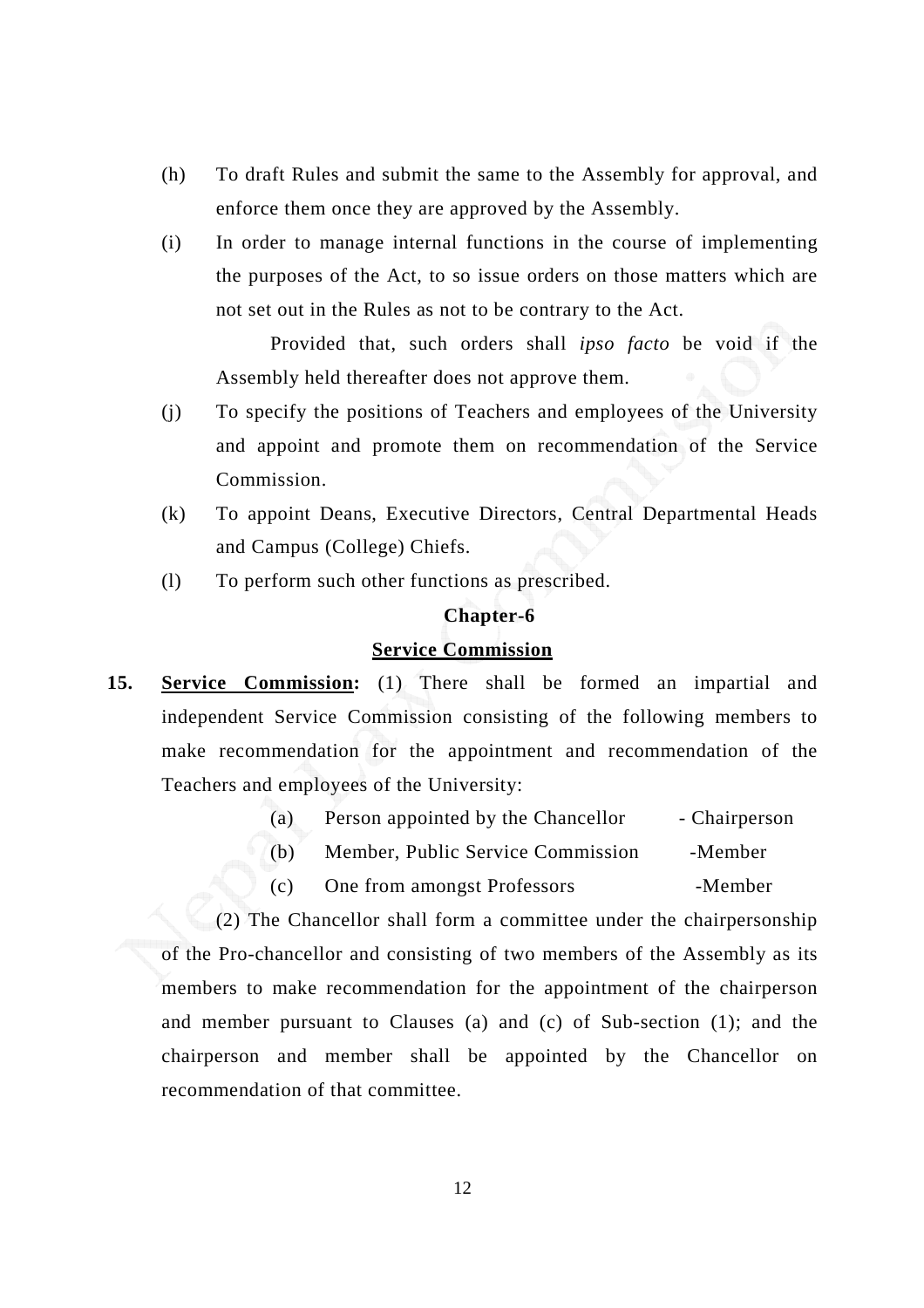(h) To draft Rules and submit the same to the Assembly for approval, and enforce them once they are approved by the Assembly.

(i) In order to manage internal functions in the course of implementing the purposes of the Act, to so issue orders on those matters which are not set out in the Rules as not to be contrary to the Act.

Provided that, such orders shall *ipso facto* be void if the Assembly held thereafter does not approve them.

(j) To specify the positions of Teachers and employees of the University and appoint and promote them on recommendation of the Service Commission.

(k) To appoint Deans, Executive Directors, Central Departmental Heads and Campus (College) Chiefs.

(l) To perform such other functions as prescribed.

## Chapter-6

## Service Commission

**15. Service Commission:** (1) There shall be formed an impartial and independent Service Commission consisting of the following members to make recommendation for the appointment and recommendation of the Teachers and employees of the University:

(a) Person appointed by the Chancellor - Chairperson

(b) Member, Public Service Commission -Member

(c) One from amongst Professors -Member

(2) The Chancellor shall form a committee under the chairpersonship of the Pro-chancellor and consisting of two members of the Assembly as its members to make recommendation for the appointment of the chairperson and member pursuant to Clauses (a) and (c) of Sub-section (1); and the chairperson and member shall be appointed by the Chancellor on recommendation of that committee.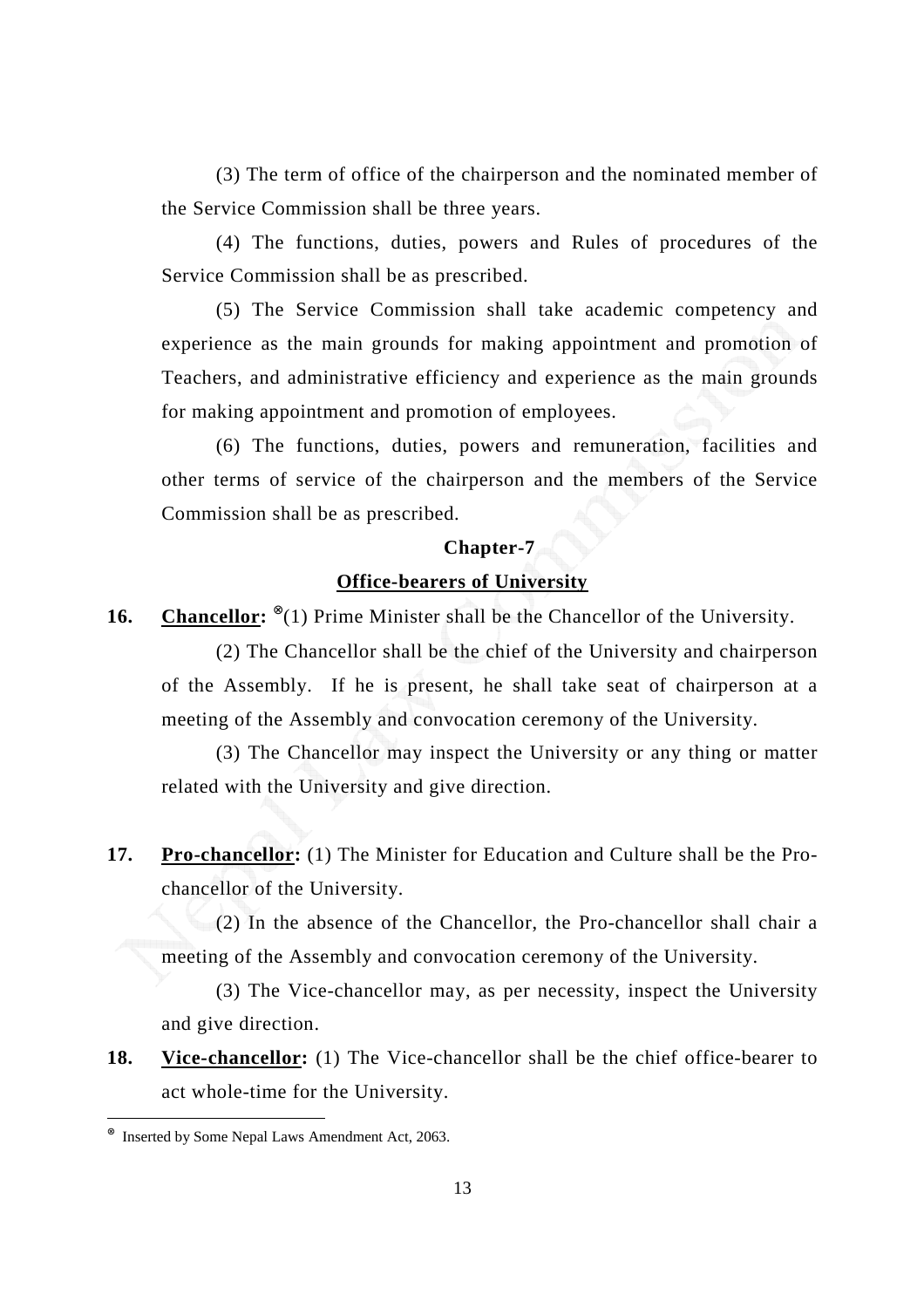(3) The term of office of the chairperson and the nominated member of the Service Commission shall be three years.

(4) The functions, duties, powers and Rules of procedures of the Service Commission shall be as prescribed.

(5) The Service Commission shall take academic competency and experience as the main grounds for making appointment and promotion of Teachers, and administrative efficiency and experience as the main grounds for making appointment and promotion of employees.

(6) The functions, duties, powers and remuneration, facilities and other terms of service of the chairperson and the members of the Service Commission shall be as prescribed.

## Chapter-7

## Office-bearers of University

**16. Chancellor:** [⊗](1) Prime Minister shall be the Chancellor of the University.

(2) The Chancellor shall be the chief of the University and chairperson of the Assembly. If he is present, he shall take seat of chairperson at a meeting of the Assembly and convocation ceremony of the University.

(3) The Chancellor may inspect the University or any thing or matter related with the University and give direction.

**17. Pro-chancellor:** (1) The Minister for Education and Culture shall be the Pro-chancellor of the University.

(2) In the absence of the Chancellor, the Pro-chancellor shall chair a meeting of the Assembly and convocation ceremony of the University.

(3) The Vice-chancellor may, as per necessity, inspect the University and give direction.

**18. Vice-chancellor:** (1) The Vice-chancellor shall be the chief office-bearer to act whole-time for the University.

---

[⊗] Inserted by Some Nepal Laws Amendment Act, 2063.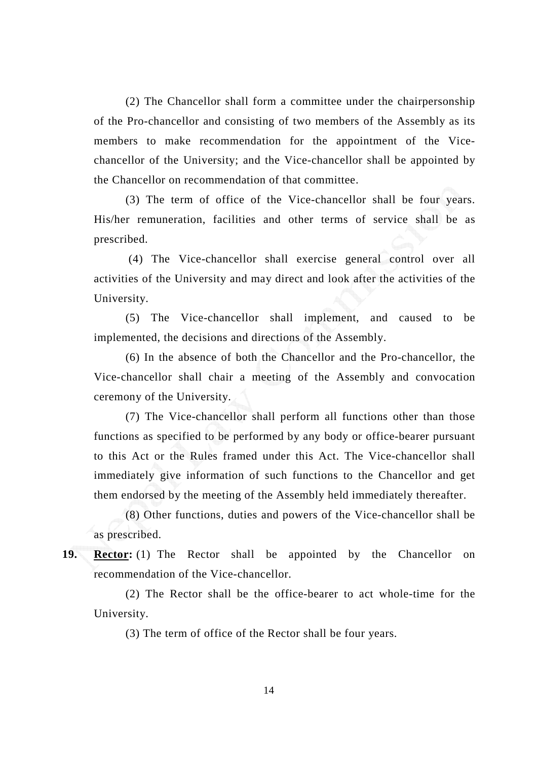(2) The Chancellor shall form a committee under the chairpersonship of the Pro-chancellor and consisting of two members of the Assembly as its members to make recommendation for the appointment of the Vice-chancellor of the University; and the Vice-chancellor shall be appointed by the Chancellor on recommendation of that committee.

(3) The term of office of the Vice-chancellor shall be four years. His/her remuneration, facilities and other terms of service shall be as prescribed.

(4) The Vice-chancellor shall exercise general control over all activities of the University and may direct and look after the activities of the University.

(5) The Vice-chancellor shall implement, and caused to be implemented, the decisions and directions of the Assembly.

(6) In the absence of both the Chancellor and the Pro-chancellor, the Vice-chancellor shall chair a meeting of the Assembly and convocation ceremony of the University.

(7) The Vice-chancellor shall perform all functions other than those functions as specified to be performed by any body or office-bearer pursuant to this Act or the Rules framed under this Act. The Vice-chancellor shall immediately give information of such functions to the Chancellor and get them endorsed by the meeting of the Assembly held immediately thereafter.

(8) Other functions, duties and powers of the Vice-chancellor shall be as prescribed.

**19.** **Rector:** (1) The Rector shall be appointed by the Chancellor on recommendation of the Vice-chancellor.

(2) The Rector shall be the office-bearer to act whole-time for the University.

(3) The term of office of the Rector shall be four years.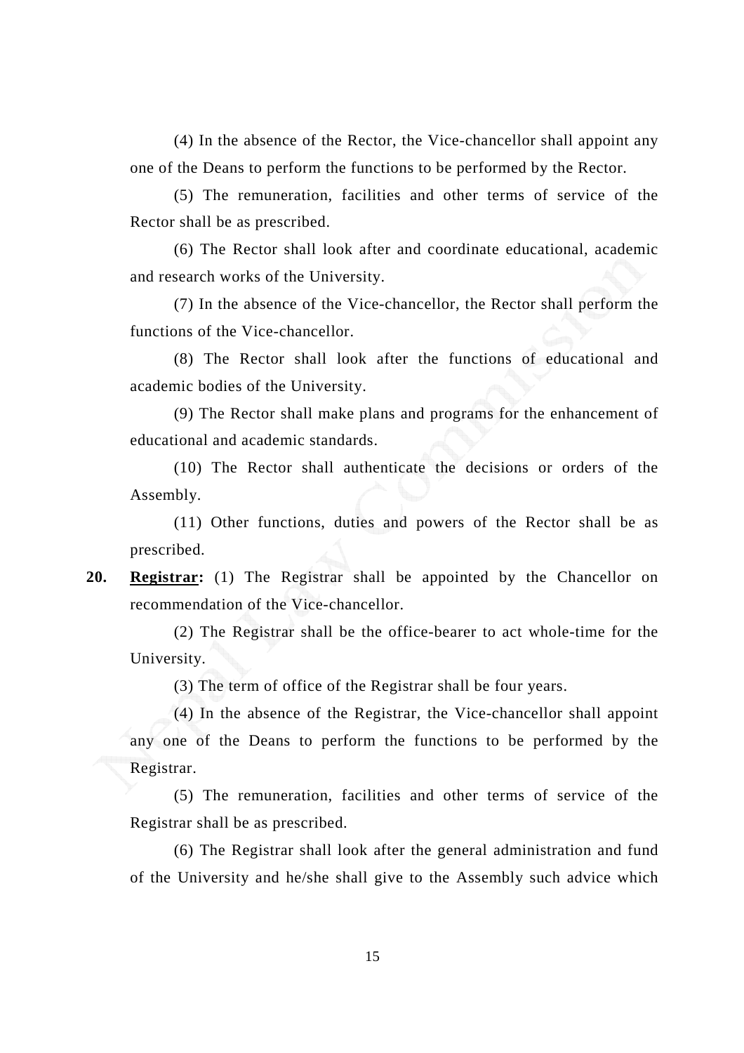(4) In the absence of the Rector, the Vice-chancellor shall appoint any one of the Deans to perform the functions to be performed by the Rector.

(5) The remuneration, facilities and other terms of service of the Rector shall be as prescribed.

(6) The Rector shall look after and coordinate educational, academic and research works of the University.

(7) In the absence of the Vice-chancellor, the Rector shall perform the functions of the Vice-chancellor.

(8) The Rector shall look after the functions of educational and academic bodies of the University.

(9) The Rector shall make plans and programs for the enhancement of educational and academic standards.

(10) The Rector shall authenticate the decisions or orders of the Assembly.

(11) Other functions, duties and powers of the Rector shall be as prescribed.

**20. Registrar:** (1) The Registrar shall be appointed by the Chancellor on recommendation of the Vice-chancellor.

(2) The Registrar shall be the office-bearer to act whole-time for the University.

(3) The term of office of the Registrar shall be four years.

(4) In the absence of the Registrar, the Vice-chancellor shall appoint any one of the Deans to perform the functions to be performed by the Registrar.

(5) The remuneration, facilities and other terms of service of the Registrar shall be as prescribed.

(6) The Registrar shall look after the general administration and fund of the University and he/she shall give to the Assembly such advice which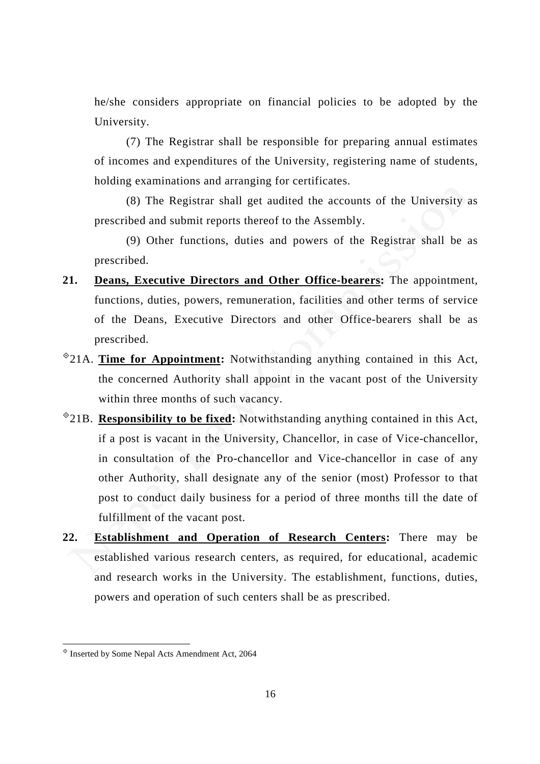he/she considers appropriate on financial policies to be adopted by the University.

(7) The Registrar shall be responsible for preparing annual estimates of incomes and expenditures of the University, registering name of students, holding examinations and arranging for certificates.

(8) The Registrar shall get audited the accounts of the University as prescribed and submit reports thereof to the Assembly.

(9) Other functions, duties and powers of the Registrar shall be as prescribed.

**21.** **Deans, Executive Directors and Other Office-bearers:** The appointment, functions, duties, powers, remuneration, facilities and other terms of service of the Deans, Executive Directors and other Office-bearers shall be as prescribed.

◊21A. **Time for Appointment:** Notwithstanding anything contained in this Act, the concerned Authority shall appoint in the vacant post of the University within three months of such vacancy.

◊21B. **Responsibility to be fixed:** Notwithstanding anything contained in this Act, if a post is vacant in the University, Chancellor, in case of Vice-chancellor, in consultation of the Pro-chancellor and Vice-chancellor in case of any other Authority, shall designate any of the senior (most) Professor to that post to conduct daily business for a period of three months till the date of fulfillment of the vacant post.

**22.** **Establishment and Operation of Research Centers:** There may be established various research centers, as required, for educational, academic and research works in the University. The establishment, functions, duties, powers and operation of such centers shall be as prescribed.

---

◊ Inserted by Some Nepal Acts Amendment Act, 2064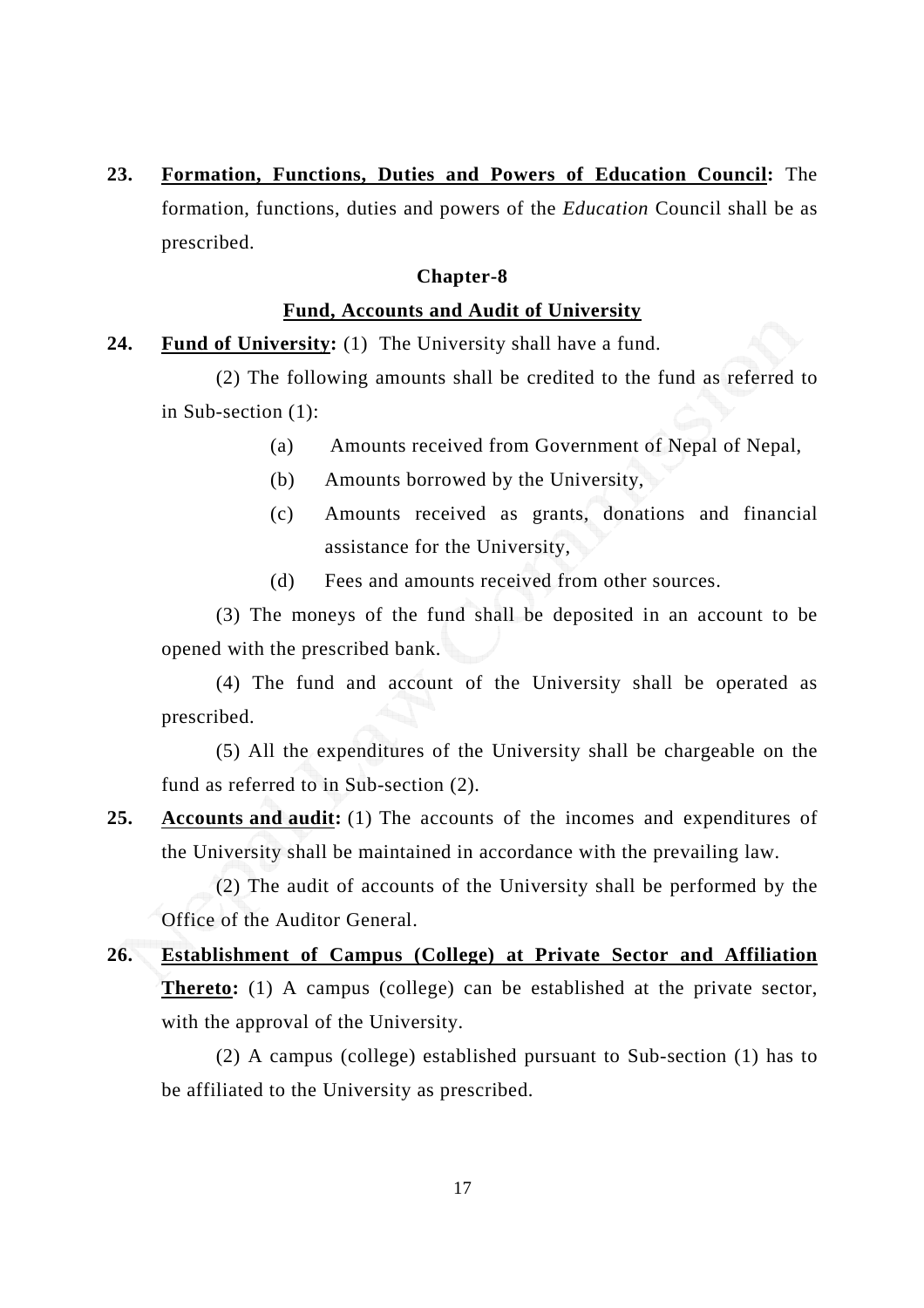**23.** **Formation, Functions, Duties and Powers of Education Council:** The formation, functions, duties and powers of the *Education* Council shall be as prescribed.

## Chapter-8

## Fund, Accounts and Audit of University

**24.** **Fund of University:** (1) The University shall have a fund.

(2) The following amounts shall be credited to the fund as referred to in Sub-section (1):

(a) Amounts received from Government of Nepal of Nepal,

(b) Amounts borrowed by the University,

(c) Amounts received as grants, donations and financial assistance for the University,

(d) Fees and amounts received from other sources.

(3) The moneys of the fund shall be deposited in an account to be opened with the prescribed bank.

(4) The fund and account of the University shall be operated as prescribed.

(5) All the expenditures of the University shall be chargeable on the fund as referred to in Sub-section (2).

**25.** **Accounts and audit:** (1) The accounts of the incomes and expenditures of the University shall be maintained in accordance with the prevailing law.

(2) The audit of accounts of the University shall be performed by the Office of the Auditor General.

**26.** **Establishment of Campus (College) at Private Sector and Affiliation Thereto:** (1) A campus (college) can be established at the private sector, with the approval of the University.

(2) A campus (college) established pursuant to Sub-section (1) has to be affiliated to the University as prescribed.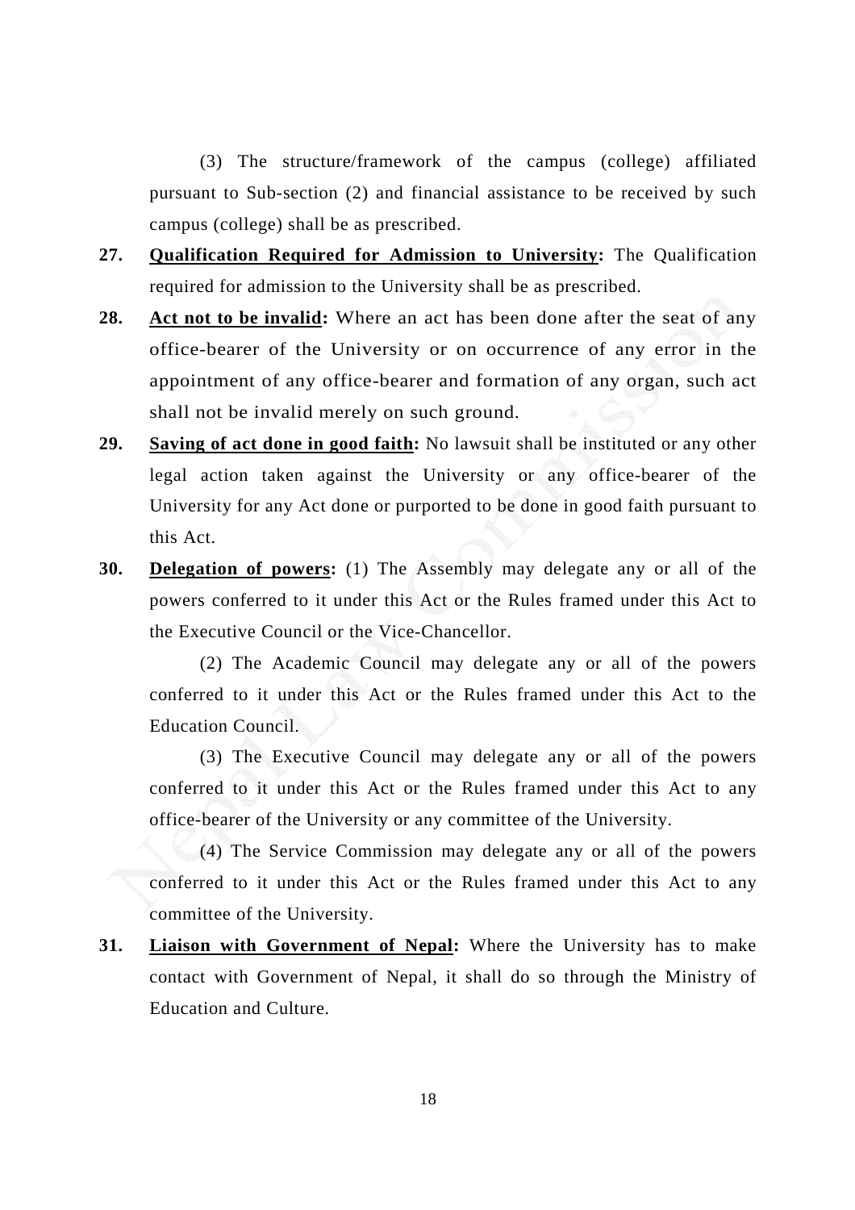(3) The structure/framework of the campus (college) affiliated pursuant to Sub-section (2) and financial assistance to be received by such campus (college) shall be as prescribed.

**27. Qualification Required for Admission to University:** The Qualification required for admission to the University shall be as prescribed.

**28. Act not to be invalid:** Where an act has been done after the seat of any office-bearer of the University or on occurrence of any error in the appointment of any office-bearer and formation of any organ, such act shall not be invalid merely on such ground.

**29. Saving of act done in good faith:** No lawsuit shall be instituted or any other legal action taken against the University or any office-bearer of the University for any Act done or purported to be done in good faith pursuant to this Act.

**30. Delegation of powers:** (1) The Assembly may delegate any or all of the powers conferred to it under this Act or the Rules framed under this Act to the Executive Council or the Vice-Chancellor.

(2) The Academic Council may delegate any or all of the powers conferred to it under this Act or the Rules framed under this Act to the Education Council.

(3) The Executive Council may delegate any or all of the powers conferred to it under this Act or the Rules framed under this Act to any office-bearer of the University or any committee of the University.

(4) The Service Commission may delegate any or all of the powers conferred to it under this Act or the Rules framed under this Act to any committee of the University.

**31. Liaison with Government of Nepal:** Where the University has to make contact with Government of Nepal, it shall do so through the Ministry of Education and Culture.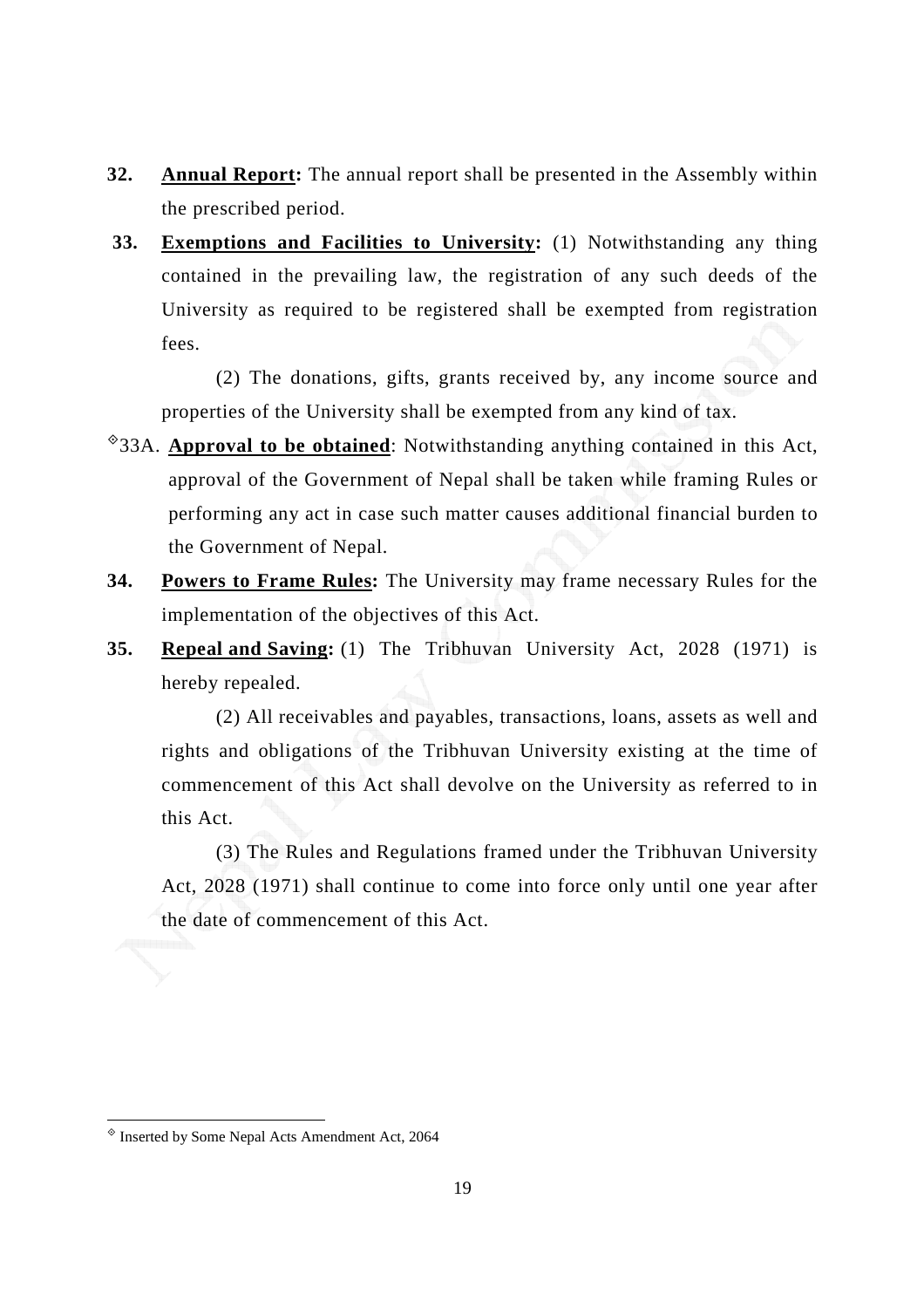**32.** **Annual Report:** The annual report shall be presented in the Assembly within the prescribed period.

**33.** **Exemptions and Facilities to University:** (1) Notwithstanding any thing contained in the prevailing law, the registration of any such deeds of the University as required to be registered shall be exempted from registration fees.

(2) The donations, gifts, grants received by, any income source and properties of the University shall be exempted from any kind of tax.

◊33A. **Approval to be obtained**: Notwithstanding anything contained in this Act, approval of the Government of Nepal shall be taken while framing Rules or performing any act in case such matter causes additional financial burden to the Government of Nepal.

**34.** **Powers to Frame Rules:** The University may frame necessary Rules for the implementation of the objectives of this Act.

**35.** **Repeal and Saving:** (1) The Tribhuvan University Act, 2028 (1971) is hereby repealed.

(2) All receivables and payables, transactions, loans, assets as well and rights and obligations of the Tribhuvan University existing at the time of commencement of this Act shall devolve on the University as referred to in this Act.

(3) The Rules and Regulations framed under the Tribhuvan University Act, 2028 (1971) shall continue to come into force only until one year after the date of commencement of this Act.

---

◊ Inserted by Some Nepal Acts Amendment Act, 2064